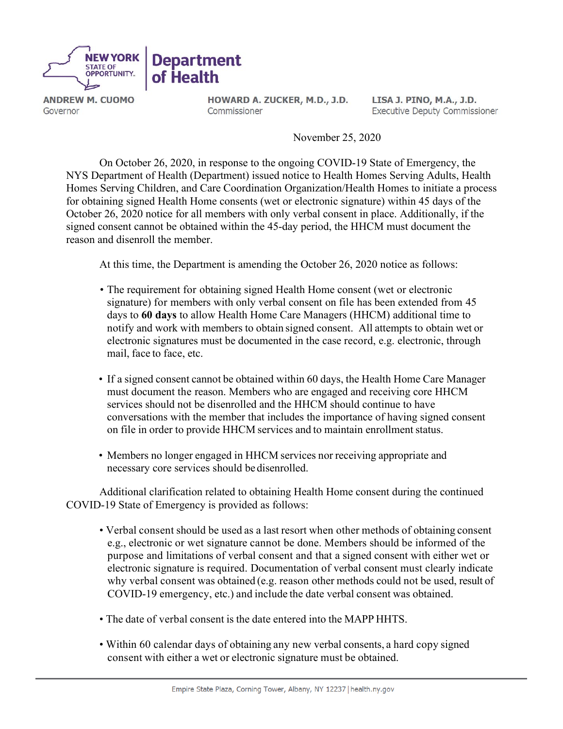**NEW YORK STATE OF OPPORTUNITY** | **Department of Health**

**ANDREW M. CUOMO**
Governor

**HOWARD A. ZUCKER, M.D., J.D.**
Commissioner

**LISA J. PINO, M.A., J.D.**
Executive Deputy Commissioner

November 25, 2020

On October 26, 2020, in response to the ongoing COVID-19 State of Emergency, the NYS Department of Health (Department) issued notice to Health Homes Serving Adults, Health Homes Serving Children, and Care Coordination Organization/Health Homes to initiate a process for obtaining signed Health Home consents (wet or electronic signature) within 45 days of the October 26, 2020 notice for all members with only verbal consent in place. Additionally, if the signed consent cannot be obtained within the 45-day period, the HHCM must document the reason and disenroll the member.

At this time, the Department is amending the October 26, 2020 notice as follows:

- The requirement for obtaining signed Health Home consent (wet or electronic signature) for members with only verbal consent on file has been extended from 45 days to **60 days** to allow Health Home Care Managers (HHCM) additional time to notify and work with members to obtain signed consent. All attempts to obtain wet or electronic signatures must be documented in the case record, e.g. electronic, through mail, face to face, etc.

- If a signed consent cannot be obtained within 60 days, the Health Home Care Manager must document the reason. Members who are engaged and receiving core HHCM services should not be disenrolled and the HHCM should continue to have conversations with the member that includes the importance of having signed consent on file in order to provide HHCM services and to maintain enrollment status.

- Members no longer engaged in HHCM services nor receiving appropriate and necessary core services should be disenrolled.

Additional clarification related to obtaining Health Home consent during the continued COVID-19 State of Emergency is provided as follows:

- Verbal consent should be used as a last resort when other methods of obtaining consent e.g., electronic or wet signature cannot be done. Members should be informed of the purpose and limitations of verbal consent and that a signed consent with either wet or electronic signature is required. Documentation of verbal consent must clearly indicate why verbal consent was obtained (e.g. reason other methods could not be used, result of COVID-19 emergency, etc.) and include the date verbal consent was obtained.

- The date of verbal consent is the date entered into the MAPP HHTS.

- Within 60 calendar days of obtaining any new verbal consents, a hard copy signed consent with either a wet or electronic signature must be obtained.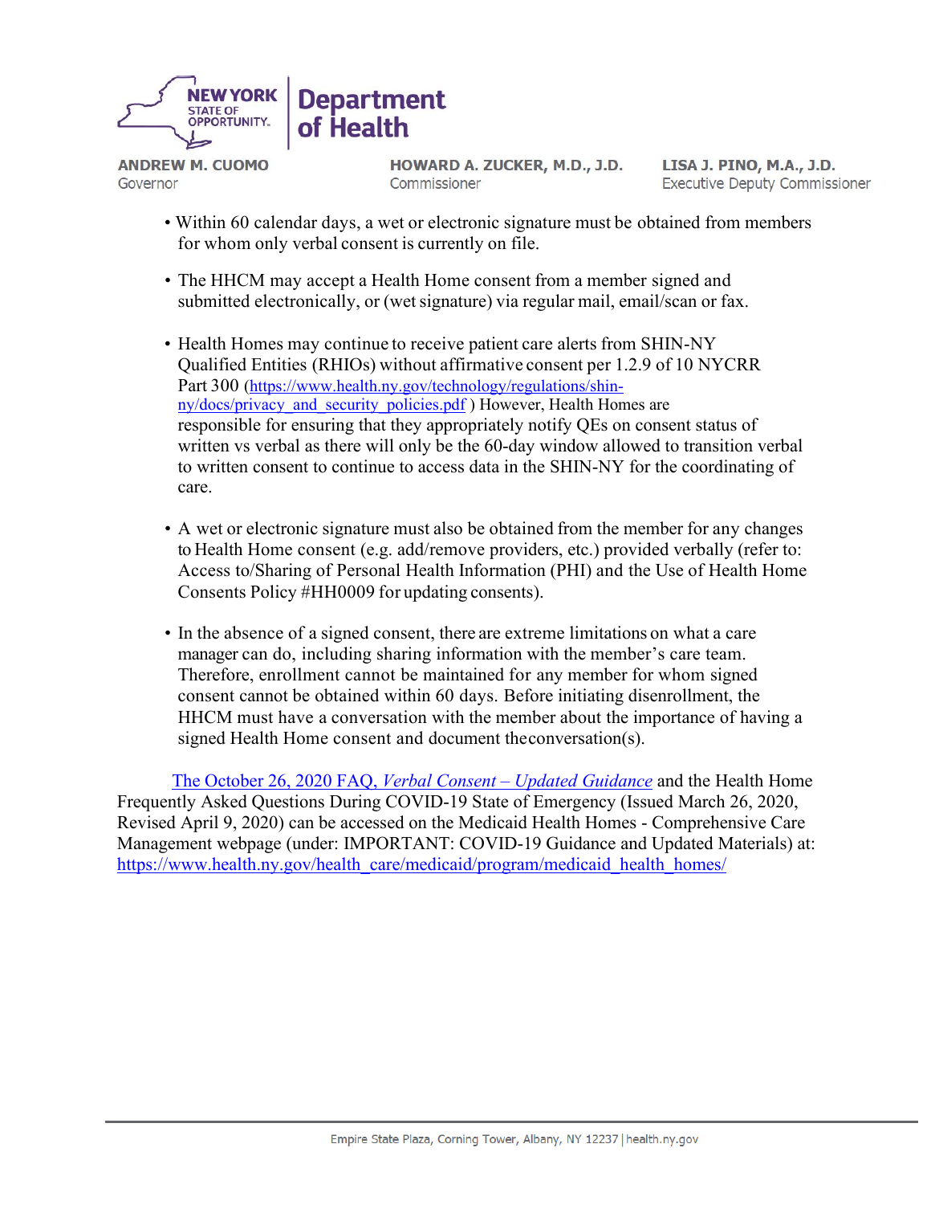- Within 60 calendar days, a wet or electronic signature must be obtained from members for whom only verbal consent is currently on file.

- The HHCM may accept a Health Home consent from a member signed and submitted electronically, or (wet signature) via regular mail, email/scan or fax.

- Health Homes may continue to receive patient care alerts from SHIN-NY Qualified Entities (RHIOs) without affirmative consent per 1.2.9 of 10 NYCRR Part 300 ([https://www.health.ny.gov/technology/regulations/shin-ny/docs/privacy_and_security_policies.pdf](https://www.health.ny.gov/technology/regulations/shin-ny/docs/privacy_and_security_policies.pdf) ) However, Health Homes are responsible for ensuring that they appropriately notify QEs on consent status of written vs verbal as there will only be the 60-day window allowed to transition verbal to written consent to continue to access data in the SHIN-NY for the coordinating of care.

- A wet or electronic signature must also be obtained from the member for any changes to Health Home consent (e.g. add/remove providers, etc.) provided verbally (refer to: Access to/Sharing of Personal Health Information (PHI) and the Use of Health Home Consents Policy #HH0009 for updating consents).

- In the absence of a signed consent, there are extreme limitations on what a care manager can do, including sharing information with the member's care team. Therefore, enrollment cannot be maintained for any member for whom signed consent cannot be obtained within 60 days. Before initiating disenrollment, the HHCM must have a conversation with the member about the importance of having a signed Health Home consent and document the conversation(s).

The October 26, 2020 FAQ, *Verbal Consent – Updated Guidance* and the Health Home Frequently Asked Questions During COVID-19 State of Emergency (Issued March 26, 2020, Revised April 9, 2020) can be accessed on the Medicaid Health Homes - Comprehensive Care Management webpage (under: IMPORTANT: COVID-19 Guidance and Updated Materials) at: [https://www.health.ny.gov/health_care/medicaid/program/medicaid_health_homes/](https://www.health.ny.gov/health_care/medicaid/program/medicaid_health_homes/)